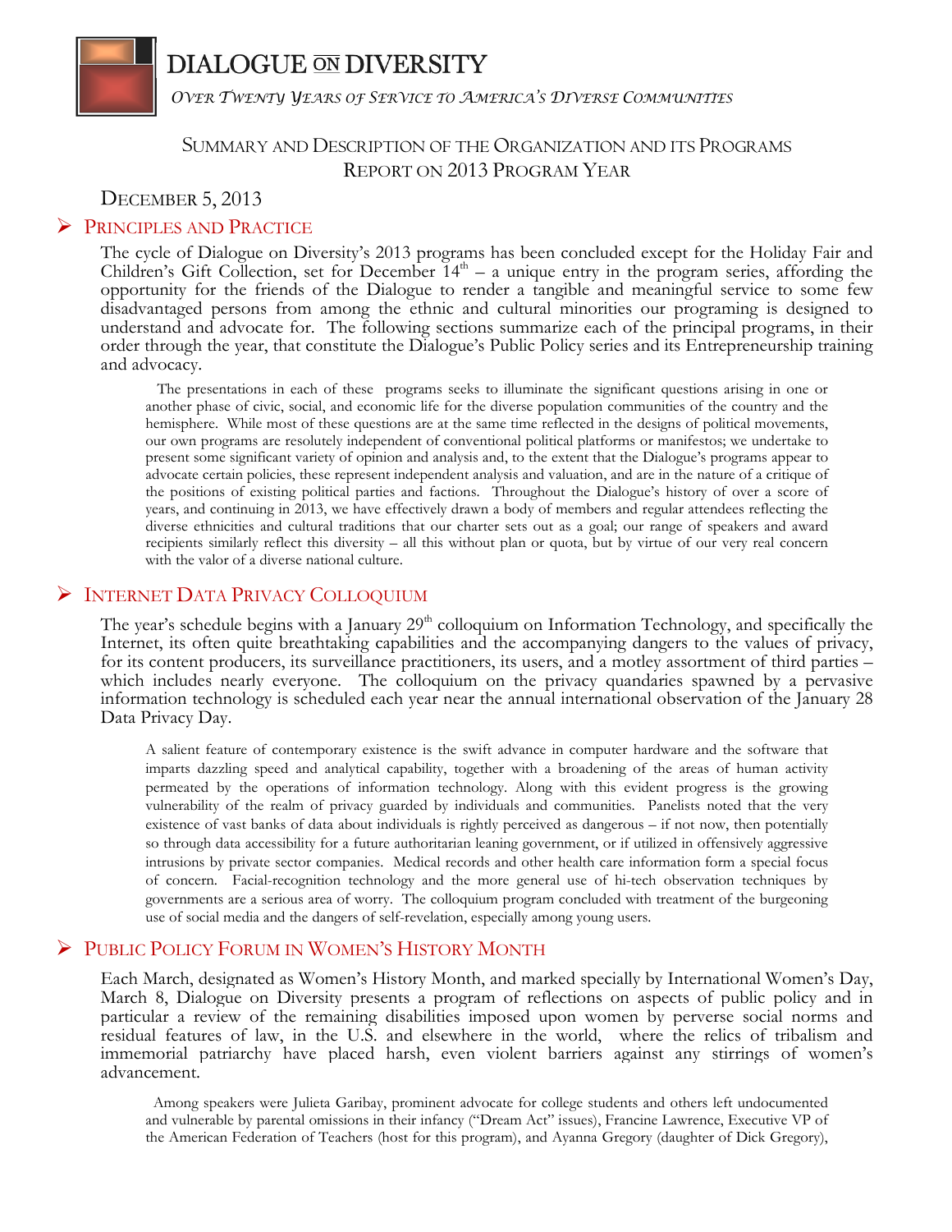# DIALOGUE ON DIVERSITY

*OVER TWENTY YEARS OF SERVICE TO AMERICA'S DIVERSE COMMUNITIES*

## SUMMARY AND DESCRIPTION OF THE ORGANIZATION AND ITS PROGRAMS
## REPORT ON 2013 PROGRAM YEAR

DECEMBER 5, 2013

## PRINCIPLES AND PRACTICE

The cycle of Dialogue on Diversity's 2013 programs has been concluded except for the Holiday Fair and Children's Gift Collection, set for December 14th – a unique entry in the program series, affording the opportunity for the friends of the Dialogue to render a tangible and meaningful service to some few disadvantaged persons from among the ethnic and cultural minorities our programing is designed to understand and advocate for. The following sections summarize each of the principal programs, in their order through the year, that constitute the Dialogue's Public Policy series and its Entrepreneurship training and advocacy.

The presentations in each of these programs seeks to illuminate the significant questions arising in one or another phase of civic, social, and economic life for the diverse population communities of the country and the hemisphere. While most of these questions are at the same time reflected in the designs of political movements, our own programs are resolutely independent of conventional political platforms or manifestos; we undertake to present some significant variety of opinion and analysis and, to the extent that the Dialogue's programs appear to advocate certain policies, these represent independent analysis and valuation, and are in the nature of a critique of the positions of existing political parties and factions. Throughout the Dialogue's history of over a score of years, and continuing in 2013, we have effectively drawn a body of members and regular attendees reflecting the diverse ethnicities and cultural traditions that our charter sets out as a goal; our range of speakers and award recipients similarly reflect this diversity – all this without plan or quota, but by virtue of our very real concern with the valor of a diverse national culture.

## INTERNET DATA PRIVACY COLLOQUIUM

The year's schedule begins with a January 29th colloquium on Information Technology, and specifically the Internet, its often quite breathtaking capabilities and the accompanying dangers to the values of privacy, for its content producers, its surveillance practitioners, its users, and a motley assortment of third parties – which includes nearly everyone. The colloquium on the privacy quandaries spawned by a pervasive information technology is scheduled each year near the annual international observation of the January 28 Data Privacy Day.

A salient feature of contemporary existence is the swift advance in computer hardware and the software that imparts dazzling speed and analytical capability, together with a broadening of the areas of human activity permeated by the operations of information technology. Along with this evident progress is the growing vulnerability of the realm of privacy guarded by individuals and communities. Panelists noted that the very existence of vast banks of data about individuals is rightly perceived as dangerous – if not now, then potentially so through data accessibility for a future authoritarian leaning government, or if utilized in offensively aggressive intrusions by private sector companies. Medical records and other health care information form a special focus of concern. Facial-recognition technology and the more general use of hi-tech observation techniques by governments are a serious area of worry. The colloquium program concluded with treatment of the burgeoning use of social media and the dangers of self-revelation, especially among young users.

## PUBLIC POLICY FORUM IN WOMEN'S HISTORY MONTH

Each March, designated as Women's History Month, and marked specially by International Women's Day, March 8, Dialogue on Diversity presents a program of reflections on aspects of public policy and in particular a review of the remaining disabilities imposed upon women by perverse social norms and residual features of law, in the U.S. and elsewhere in the world, where the relics of tribalism and immemorial patriarchy have placed harsh, even violent barriers against any stirrings of women's advancement.

Among speakers were Julieta Garibay, prominent advocate for college students and others left undocumented and vulnerable by parental omissions in their infancy ("Dream Act" issues), Francine Lawrence, Executive VP of the American Federation of Teachers (host for this program), and Ayanna Gregory (daughter of Dick Gregory),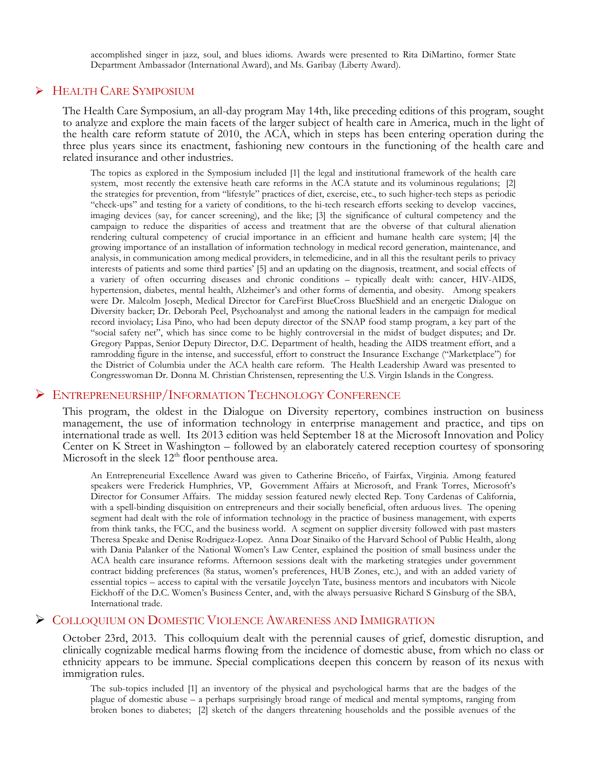accomplished singer in jazz, soul, and blues idioms. Awards were presented to Rita DiMartino, former State Department Ambassador (International Award), and Ms. Garibay (Liberty Award).

## Health Care Symposium

The Health Care Symposium, an all-day program May 14th, like preceding editions of this program, sought to analyze and explore the main facets of the larger subject of health care in America, much in the light of the health care reform statute of 2010, the ACA, which in steps has been entering operation during the three plus years since its enactment, fashioning new contours in the functioning of the health care and related insurance and other industries.

The topics as explored in the Symposium included [1] the legal and institutional framework of the health care system, most recently the extensive heath care reforms in the ACA statute and its voluminous regulations; [2] the strategies for prevention, from "lifestyle" practices of diet, exercise, etc., to such higher-tech steps as periodic "check-ups" and testing for a variety of conditions, to the hi-tech research efforts seeking to develop vaccines, imaging devices (say, for cancer screening), and the like; [3] the significance of cultural competency and the campaign to reduce the disparities of access and treatment that are the obverse of that cultural alienation rendering cultural competency of crucial importance in an efficient and humane health care system; [4] the growing importance of an installation of information technology in medical record generation, maintenance, and analysis, in communication among medical providers, in telemedicine, and in all this the resultant perils to privacy interests of patients and some third parties' [5] and an updating on the diagnosis, treatment, and social effects of a variety of often occurring diseases and chronic conditions – typically dealt with: cancer, HIV-AIDS, hypertension, diabetes, mental health, Alzheimer's and other forms of dementia, and obesity. Among speakers were Dr. Malcolm Joseph, Medical Director for CareFirst BlueCross BlueShield and an energetic Dialogue on Diversity backer; Dr. Deborah Peel, Psychoanalyst and among the national leaders in the campaign for medical record inviolacy; Lisa Pino, who had been deputy director of the SNAP food stamp program, a key part of the "social safety net", which has since come to be highly controversial in the midst of budget disputes; and Dr. Gregory Pappas, Senior Deputy Director, D.C. Department of health, heading the AIDS treatment effort, and a ramrodding figure in the intense, and successful, effort to construct the Insurance Exchange ("Marketplace") for the District of Columbia under the ACA health care reform. The Health Leadership Award was presented to Congresswoman Dr. Donna M. Christian Christensen, representing the U.S. Virgin Islands in the Congress.

## Entrepreneurship/Information Technology Conference

This program, the oldest in the Dialogue on Diversity repertory, combines instruction on business management, the use of information technology in enterprise management and practice, and tips on international trade as well. Its 2013 edition was held September 18 at the Microsoft Innovation and Policy Center on K Street in Washington – followed by an elaborately catered reception courtesy of sponsoring Microsoft in the sleek 12th floor penthouse area.

An Entrepreneurial Excellence Award was given to Catherine Briceño, of Fairfax, Virginia. Among featured speakers were Frederick Humphries, VP, Government Affairs at Microsoft, and Frank Torres, Microsoft's Director for Consumer Affairs. The midday session featured newly elected Rep. Tony Cardenas of California, with a spell-binding disquisition on entrepreneurs and their socially beneficial, often arduous lives. The opening segment had dealt with the role of information technology in the practice of business management, with experts from think tanks, the FCC, and the business world. A segment on supplier diversity followed with past masters Theresa Speake and Denise Rodriguez-Lopez. Anna Doar Sinaiko of the Harvard School of Public Health, along with Dania Palanker of the National Women's Law Center, explained the position of small business under the ACA health care insurance reforms. Afternoon sessions dealt with the marketing strategies under government contract bidding preferences (8a status, women's preferences, HUB Zones, etc.), and with an added variety of essential topics – access to capital with the versatile Joycelyn Tate, business mentors and incubators with Nicole Eickhoff of the D.C. Women's Business Center, and, with the always persuasive Richard S Ginsburg of the SBA, International trade.

## Colloquium on Domestic Violence Awareness and Immigration

October 23rd, 2013. This colloquium dealt with the perennial causes of grief, domestic disruption, and clinically cognizable medical harms flowing from the incidence of domestic abuse, from which no class or ethnicity appears to be immune. Special complications deepen this concern by reason of its nexus with immigration rules.

The sub-topics included [1] an inventory of the physical and psychological harms that are the badges of the plague of domestic abuse – a perhaps surprisingly broad range of medical and mental symptoms, ranging from broken bones to diabetes; [2] sketch of the dangers threatening households and the possible avenues of the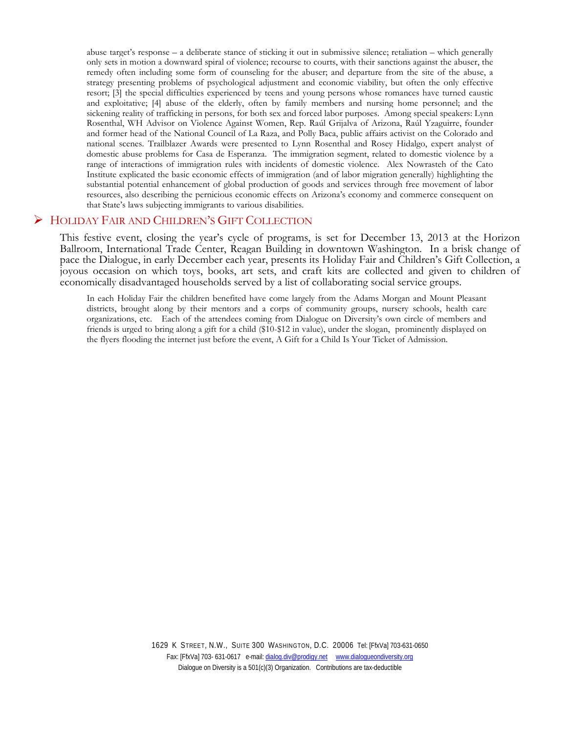abuse target's response – a deliberate stance of sticking it out in submissive silence; retaliation – which generally only sets in motion a downward spiral of violence; recourse to courts, with their sanctions against the abuser, the remedy often including some form of counseling for the abuser; and departure from the site of the abuse, a strategy presenting problems of psychological adjustment and economic viability, but often the only effective resort; [3] the special difficulties experienced by teens and young persons whose romances have turned caustic and exploitative; [4] abuse of the elderly, often by family members and nursing home personnel; and the sickening reality of trafficking in persons, for both sex and forced labor purposes. Among special speakers: Lynn Rosenthal, WH Advisor on Violence Against Women, Rep. Raúl Grijalva of Arizona, Raúl Yzaguirre, founder and former head of the National Council of La Raza, and Polly Baca, public affairs activist on the Colorado and national scenes. Trailblazer Awards were presented to Lynn Rosenthal and Rosey Hidalgo, expert analyst of domestic abuse problems for Casa de Esperanza. The immigration segment, related to domestic violence by a range of interactions of immigration rules with incidents of domestic violence. Alex Nowrasteh of the Cato Institute explicated the basic economic effects of immigration (and of labor migration generally) highlighting the substantial potential enhancement of global production of goods and services through free movement of labor resources, also describing the pernicious economic effects on Arizona's economy and commerce consequent on that State's laws subjecting immigrants to various disabilities.

## Holiday Fair and Children's Gift Collection

This festive event, closing the year's cycle of programs, is set for December 13, 2013 at the Horizon Ballroom, International Trade Center, Reagan Building in downtown Washington. In a brisk change of pace the Dialogue, in early December each year, presents its Holiday Fair and Children's Gift Collection, a joyous occasion on which toys, books, art sets, and craft kits are collected and given to children of economically disadvantaged households served by a list of collaborating social service groups.

In each Holiday Fair the children benefited have come largely from the Adams Morgan and Mount Pleasant districts, brought along by their mentors and a corps of community groups, nursery schools, health care organizations, etc. Each of the attendees coming from Dialogue on Diversity's own circle of members and friends is urged to bring along a gift for a child ($10-$12 in value), under the slogan, prominently displayed on the flyers flooding the internet just before the event, A Gift for a Child Is Your Ticket of Admission.